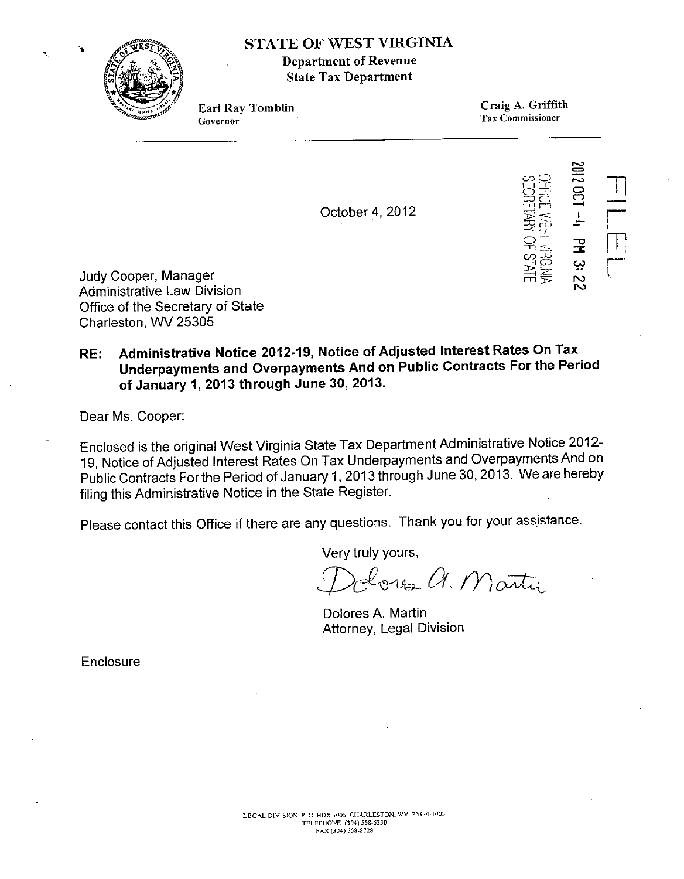# STATE OF WEST VIRGINIA

**Department of Revenue**
**State Tax Department**

**Earl Ray Tomblin**
Governor

**Craig A. Griffith**
Tax Commissioner

FILED

2012 OCT -4 PM 3:22

OFFICE WEST VIRGINIA
SECRETARY OF STATE

October 4, 2012

Judy Cooper, Manager
Administrative Law Division
Office of the Secretary of State
Charleston, WV 25305

**RE: Administrative Notice 2012-19, Notice of Adjusted Interest Rates On Tax Underpayments and Overpayments And on Public Contracts For the Period of January 1, 2013 through June 30, 2013.**

Dear Ms. Cooper:

Enclosed is the original West Virginia State Tax Department Administrative Notice 2012-19, Notice of Adjusted Interest Rates On Tax Underpayments and Overpayments And on Public Contracts For the Period of January 1, 2013 through June 30, 2013. We are hereby filing this Administrative Notice in the State Register.

Please contact this Office if there are any questions. Thank you for your assistance.

Very truly yours,

Dolores A. Martin

Dolores A. Martin
Attorney, Legal Division

Enclosure

LEGAL DIVISION, P. O. BOX 1005, CHARLESTON, WV 25324-1005
TELEPHONE (304) 558-5330
FAX (304) 558-8728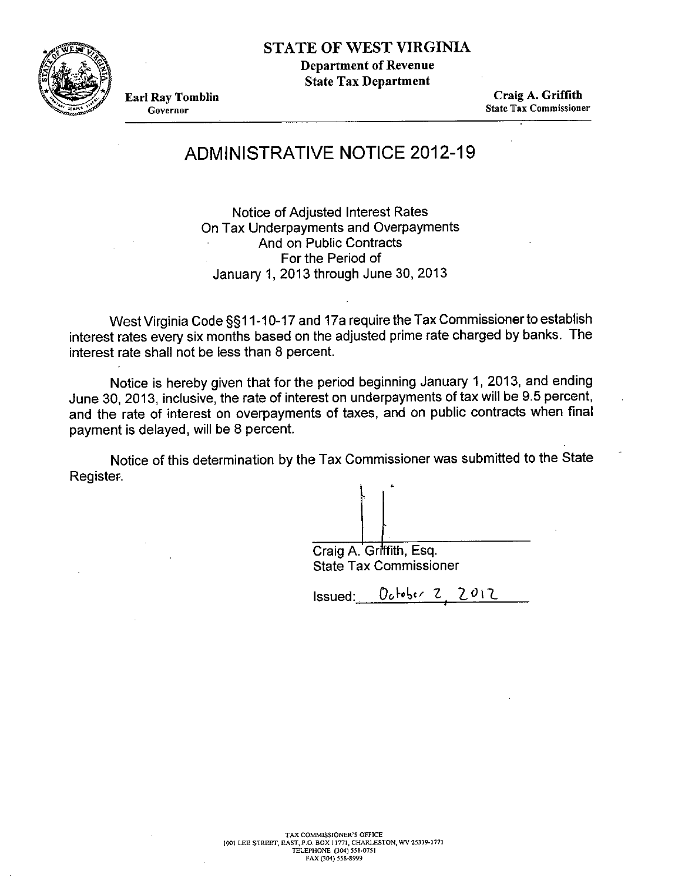**STATE OF WEST VIRGINIA**
**Department of Revenue**
**State Tax Department**

**Earl Ray Tomblin**
Governor

**Craig A. Griffith**
State Tax Commissioner

# ADMINISTRATIVE NOTICE 2012-19

Notice of Adjusted Interest Rates
On Tax Underpayments and Overpayments
And on Public Contracts
For the Period of
January 1, 2013 through June 30, 2013

West Virginia Code §§11-10-17 and 17a require the Tax Commissioner to establish interest rates every six months based on the adjusted prime rate charged by banks. The interest rate shall not be less than 8 percent.

Notice is hereby given that for the period beginning January 1, 2013, and ending June 30, 2013, inclusive, the rate of interest on underpayments of tax will be 9.5 percent, and the rate of interest on overpayments of taxes, and on public contracts when final payment is delayed, will be 8 percent.

Notice of this determination by the Tax Commissioner was submitted to the State Register.

Craig A. Griffith, Esq.
State Tax Commissioner

Issued: October 2, 2012

TAX COMMISSIONER'S OFFICE
1001 LEE STREET, EAST, P.O. BOX 11771, CHARLESTON, WV 25339-1771
TELEPHONE (304) 558-0751
FAX (304) 558-8999